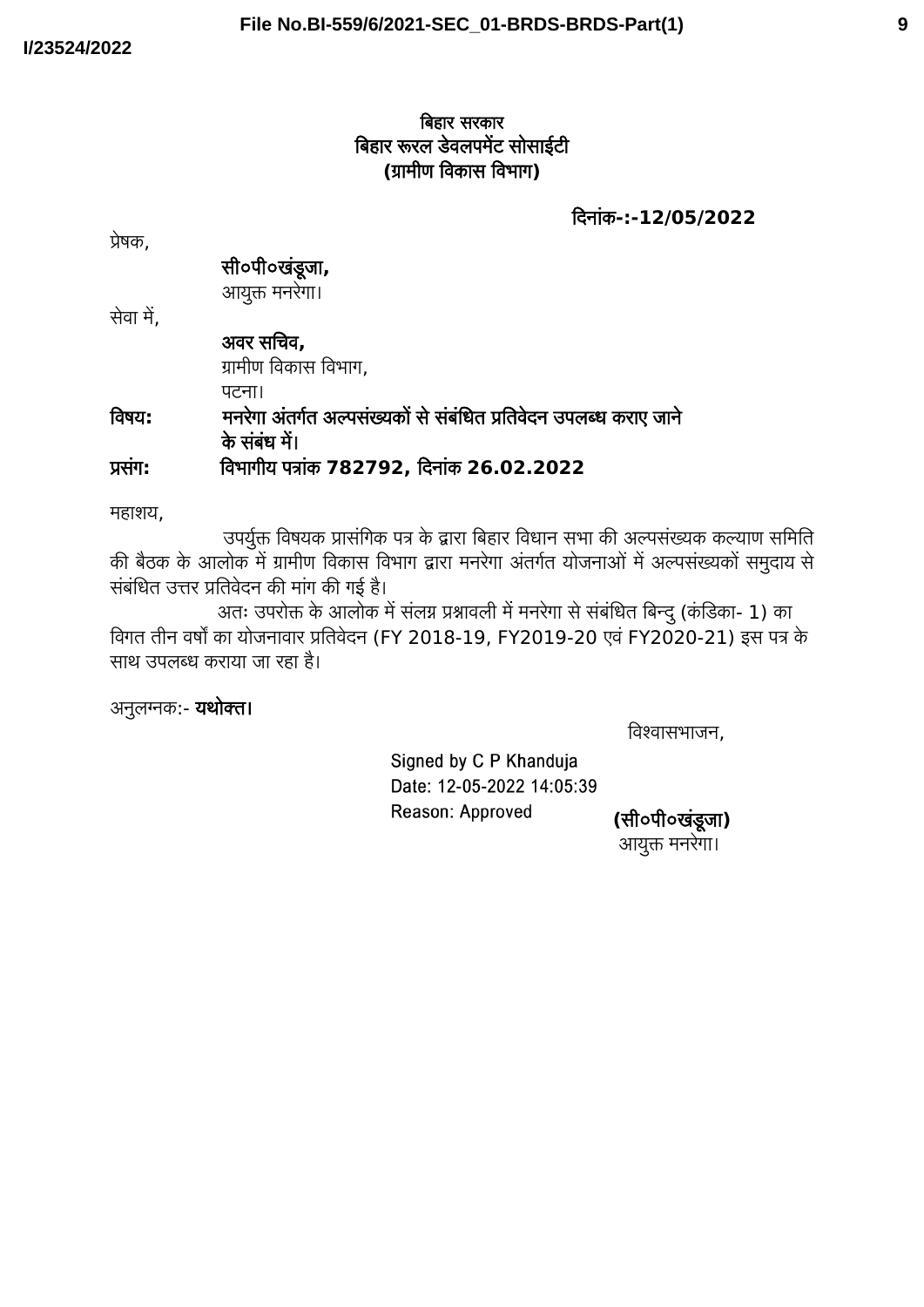File No.BI-559/6/2021-SEC_01-BRDS-BRDS-Part(1)

I/23524/2022

**बिहार सरकार**
**बिहार रूरल डेवलपमेंट सोसाईटी**
**(ग्रामीण विकास विभाग)**

**दिनांक-:-12/05/2022**

प्रेषक,

**सी०पी०खंडूजा,**
आयुक्त मनरेगा।

सेवा में,

**अवर सचिव,**
ग्रामीण विकास विभाग,
पटना।

**विषयः** **मनरेगा अंतर्गत अल्पसंख्यकों से संबंधित प्रतिवेदन उपलब्ध कराए जाने के संबंध में।**

**प्रसंगः** **विभागीय पत्रांक 782792, दिनांक 26.02.2022**

महाशय,

उपर्युक्त विषयक प्रासंगिक पत्र के द्वारा बिहार विधान सभा की अल्पसंख्यक कल्याण समिति की बैठक के आलोक में ग्रामीण विकास विभाग द्वारा मनरेगा अंतर्गत योजनाओं में अल्पसंख्यकों समुदाय से संबंधित उत्तर प्रतिवेदन की मांग की गई है।

अतः उपरोक्त के आलोक में संलग्न प्रश्नावली में मनरेगा से संबंधित बिन्दु (कंडिका- 1) का विगत तीन वर्षों का योजनावार प्रतिवेदन (FY 2018-19, FY2019-20 एवं FY2020-21) इस पत्र के साथ उपलब्ध कराया जा रहा है।

अनुलग्नक:- **यथोक्त।**

विश्वासभाजन,

Signed by C P Khanduja
Date: 12-05-2022 14:05:39
Reason: Approved

**(सी०पी०खंडूजा)**
आयुक्त मनरेगा।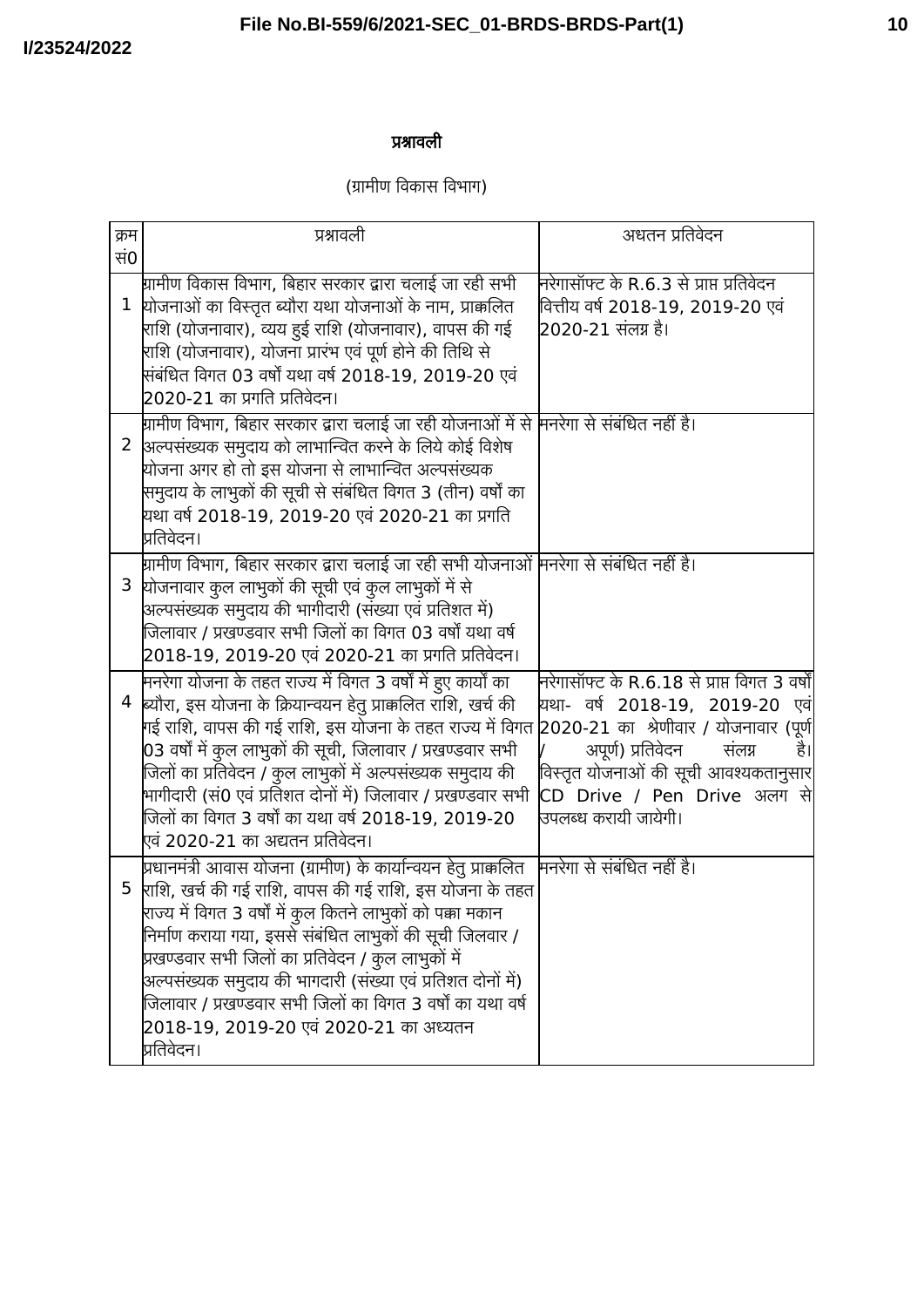# प्रश्नावली

(ग्रामीण विकास विभाग)

| क्रम सं0 | प्रश्नावली | अधतन प्रतिवेदन |
|---|---|---|
| 1 | ग्रामीण विकास विभाग, बिहार सरकार द्वारा चलाई जा रही सभी योजनाओं का विस्तृत ब्यौरा यथा योजनाओं के नाम, प्राक्कलित राशि (योजनावार), व्यय हुई राशि (योजनावार), वापस की गई राशि (योजनावार), योजना प्रारंभ एवं पूर्ण होने की तिथि से संबंधित विगत 03 वर्षों यथा वर्ष 2018-19, 2019-20 एवं 2020-21 का प्रगति प्रतिवेदन। | नरेगासॉफ्ट के R.6.3 से प्राप्त प्रतिवेदन वित्तीय वर्ष 2018-19, 2019-20 एवं 2020-21 संलग्न है। |
| 2 | ग्रामीण विभाग, बिहार सरकार द्वारा चलाई जा रही योजनाओं में से अल्पसंख्यक समुदाय को लाभान्वित करने के लिये कोई विशेष योजना अगर हो तो इस योजना से लाभान्वित अल्पसंख्यक समुदाय के लाभुकों की सूची से संबंधित विगत 3 (तीन) वर्षों का यथा वर्ष 2018-19, 2019-20 एवं 2020-21 का प्रगति प्रतिवेदन। | मनरेगा से संबंधित नहीं है। |
| 3 | ग्रामीण विभाग, बिहार सरकार द्वारा चलाई जा रही सभी योजनाओं योजनावार कुल लाभुकों की सूची एवं कुल लाभुकों में से अल्पसंख्यक समुदाय की भागीदारी (संख्या एवं प्रतिशत में) जिलावार / प्रखण्डवार सभी जिलों का विगत 03 वर्षों यथा वर्ष 2018-19, 2019-20 एवं 2020-21 का प्रगति प्रतिवेदन। | मनरेगा से संबंधित नहीं है। |
| 4 | मनरेगा योजना के तहत राज्य में विगत 3 वर्षों में हुए कार्यों का ब्यौरा, इस योजना के क्रियान्वयन हेतु प्राक्कलित राशि, खर्च की गई राशि, वापस की गई राशि, इस योजना के तहत राज्य में विगत 03 वर्षों में कुल लाभुकों की सूची, जिलावार / प्रखण्डवार सभी जिलों का प्रतिवेदन / कुल लाभुकों में अल्पसंख्यक समुदाय की भागीदारी (सं0 एवं प्रतिशत दोनों में) जिलावार / प्रखण्डवार सभी जिलों का विगत 3 वर्षों का यथा वर्ष 2018-19, 2019-20 एवं 2020-21 का अद्यतन प्रतिवेदन। | नरेगासॉफ्ट के R.6.18 से प्राप्त विगत 3 वर्षों यथा- वर्ष 2018-19, 2019-20 एवं 2020-21 का श्रेणीवार / योजनावार (पूर्ण / अपूर्ण) प्रतिवेदन संलग्न है। विस्तृत योजनाओं की सूची आवश्यकतानुसार CD Drive / Pen Drive अलग से उपलब्ध करायी जायेगी। |
| 5 | प्रधानमंत्री आवास योजना (ग्रामीण) के कार्यान्वियन हेतु प्राक्कलित राशि, खर्च की गई राशि, वापस की गई राशि, इस योजना के तहत राज्य में विगत 3 वर्षों में कुल कितने लाभुकों को पक्का मकान निर्माण कराया गया, इससे संबंधित लाभुकों की सूची जिलवार / प्रखण्डवार सभी जिलों का प्रतिवेदन / कुल लाभुकों में अल्पसंख्यक समुदाय की भागदारी (संख्या एवं प्रतिशत दोनों में) जिलावार / प्रखण्डवार सभी जिलों का विगत 3 वर्षों का यथा वर्ष 2018-19, 2019-20 एवं 2020-21 का अध्यतन प्रतिवेदन। | मनरेगा से संबंधित नहीं है। |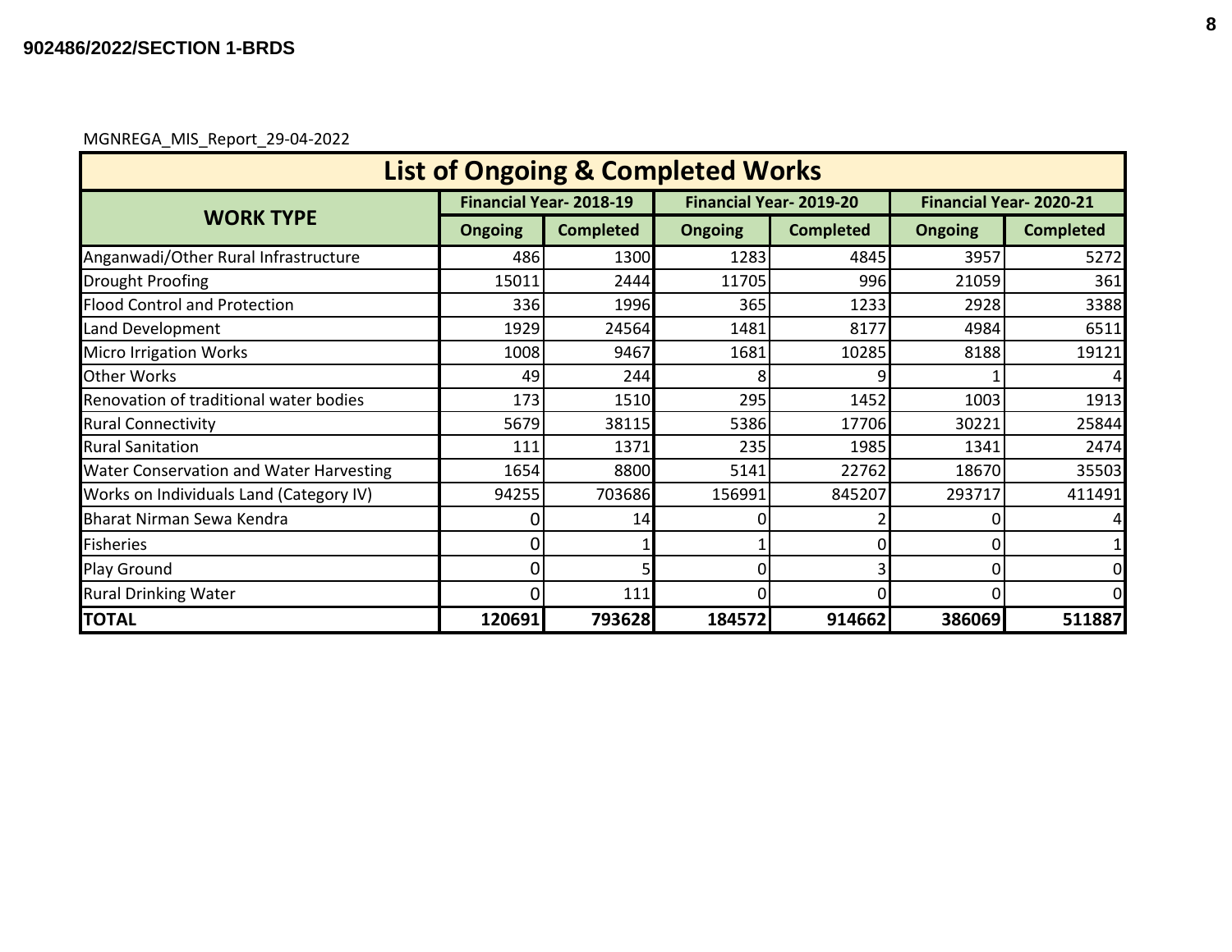MGNREGA_MIS_Report_29-04-2022

## List of Ongoing & Completed Works

| WORK TYPE | Financial Year- 2018-19 | | Financial Year- 2019-20 | | Financial Year- 2020-21 | |
|---|---|---|---|---|---|---|
| | Ongoing | Completed | Ongoing | Completed | Ongoing | Completed |
| Anganwadi/Other Rural Infrastructure | 486 | 1300 | 1283 | 4845 | 3957 | 5272 |
| Drought Proofing | 15011 | 2444 | 11705 | 996 | 21059 | 361 |
| Flood Control and Protection | 336 | 1996 | 365 | 1233 | 2928 | 3388 |
| Land Development | 1929 | 24564 | 1481 | 8177 | 4984 | 6511 |
| Micro Irrigation Works | 1008 | 9467 | 1681 | 10285 | 8188 | 19121 |
| Other Works | 49 | 244 | 8 | 9 | 1 | 4 |
| Renovation of traditional water bodies | 173 | 1510 | 295 | 1452 | 1003 | 1913 |
| Rural Connectivity | 5679 | 38115 | 5386 | 17706 | 30221 | 25844 |
| Rural Sanitation | 111 | 1371 | 235 | 1985 | 1341 | 2474 |
| Water Conservation and Water Harvesting | 1654 | 8800 | 5141 | 22762 | 18670 | 35503 |
| Works on Individuals Land (Category IV) | 94255 | 703686 | 156991 | 845207 | 293717 | 411491 |
| Bharat Nirman Sewa Kendra | 0 | 14 | 0 | 2 | 0 | 4 |
| Fisheries | 0 | 1 | 1 | 0 | 0 | 1 |
| Play Ground | 0 | 5 | 0 | 3 | 0 | 0 |
| Rural Drinking Water | 0 | 111 | 0 | 0 | 0 | 0 |
| **TOTAL** | **120691** | **793628** | **184572** | **914662** | **386069** | **511887** |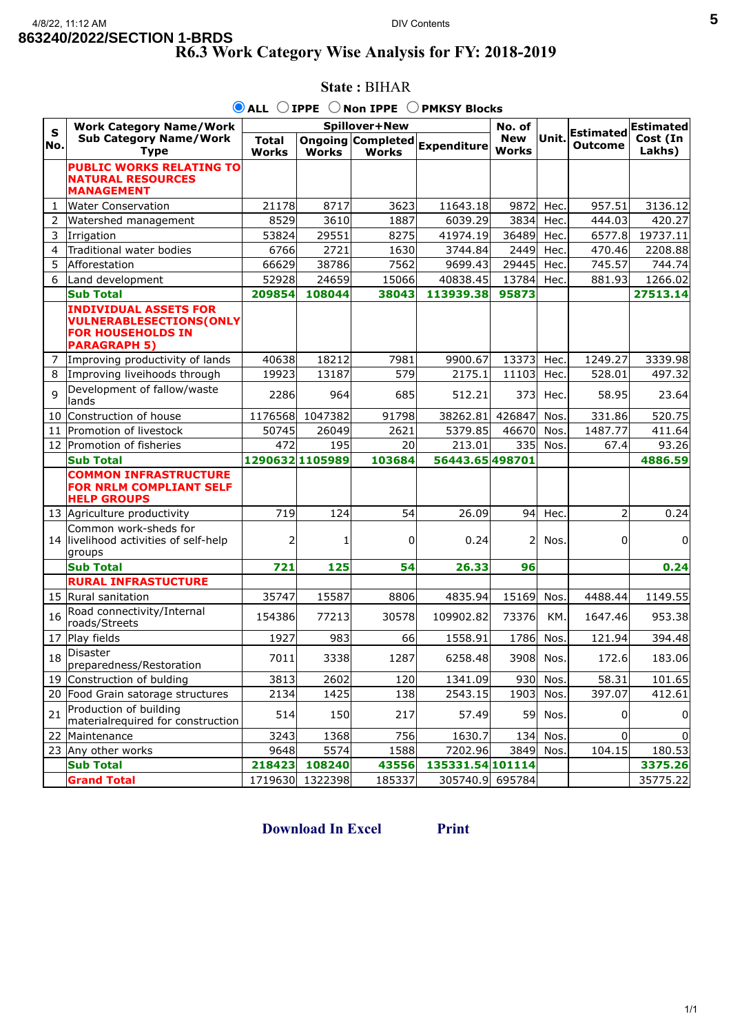863240/2022/SECTION 1-BRDS

# R6.3 Work Category Wise Analysis for FY: 2018-2019

**State :** BIHAR

◉ ALL ○ IPPE ○ Non IPPE ○ PMKSY Blocks

| S No. | Work Category Name/Work Sub Category Name/Work Type | Spillover+New | | | | No. of New Works | Unit. | Estimated Outcome | Estimated Cost (In Lakhs) |
|---|---|---|---|---|---|---|---|---|---|
| | | Total Works | Ongoing Works | Completed Works | Expenditure | | | | |
| | **PUBLIC WORKS RELATING TO NATURAL RESOURCES MANAGEMENT** | | | | | | | | |
| 1 | Water Conservation | 21178 | 8717 | 3623 | 11643.18 | 9872 | Hec. | 957.51 | 3136.12 |
| 2 | Watershed management | 8529 | 3610 | 1887 | 6039.29 | 3834 | Hec. | 444.03 | 420.27 |
| 3 | Irrigation | 53824 | 29551 | 8275 | 41974.19 | 36489 | Hec. | 6577.8 | 19737.11 |
| 4 | Traditional water bodies | 6766 | 2721 | 1630 | 3744.84 | 2449 | Hec. | 470.46 | 2208.88 |
| 5 | Afforestation | 66629 | 38786 | 7562 | 9699.43 | 29445 | Hec. | 745.57 | 744.74 |
| 6 | Land development | 52928 | 24659 | 15066 | 40838.45 | 13784 | Hec. | 881.93 | 1266.02 |
| | **Sub Total** | **209854** | **108044** | **38043** | **113939.38** | **95873** | | | **27513.14** |
| | **INDIVIDUAL ASSETS FOR VULNERABLESECTIONS(ONLY FOR HOUSEHOLDS IN PARAGRAPH 5)** | | | | | | | | |
| 7 | Improving productivity of lands | 40638 | 18212 | 7981 | 9900.67 | 13373 | Hec. | 1249.27 | 3339.98 |
| 8 | Improving liveihoods through | 19923 | 13187 | 579 | 2175.1 | 11103 | Hec. | 528.01 | 497.32 |
| 9 | Development of fallow/waste lands | 2286 | 964 | 685 | 512.21 | 373 | Hec. | 58.95 | 23.64 |
| 10 | Construction of house | 1176568 | 1047382 | 91798 | 38262.81 | 426847 | Nos. | 331.86 | 520.75 |
| 11 | Promotion of livestock | 50745 | 26049 | 2621 | 5379.85 | 46670 | Nos. | 1487.77 | 411.64 |
| 12 | Promotion of fisheries | 472 | 195 | 20 | 213.01 | 335 | Nos. | 67.4 | 93.26 |
| | **Sub Total** | **1290632** | **1105989** | **103684** | **56443.65** | **498701** | | | **4886.59** |
| | **COMMON INFRASTRUCTURE FOR NRLM COMPLIANT SELF HELP GROUPS** | | | | | | | | |
| 13 | Agriculture productivity | 719 | 124 | 54 | 26.09 | 94 | Hec. | 2 | 0.24 |
| 14 | Common work-sheds for livelihood activities of self-help groups | 2 | 1 | 0 | 0.24 | 2 | Nos. | 0 | 0 |
| | **Sub Total** | **721** | **125** | **54** | **26.33** | **96** | | | **0.24** |
| | **RURAL INFRASTRUCTURE** | | | | | | | | |
| 15 | Rural sanitation | 35747 | 15587 | 8806 | 4835.94 | 15169 | Nos. | 4488.44 | 1149.55 |
| 16 | Road connectivity/Internal roads/Streets | 154386 | 77213 | 30578 | 109902.82 | 73376 | KM. | 1647.46 | 953.38 |
| 17 | Play fields | 1927 | 983 | 66 | 1558.91 | 1786 | Nos. | 121.94 | 394.48 |
| 18 | Disaster preparedness/Restoration | 7011 | 3338 | 1287 | 6258.48 | 3908 | Nos. | 172.6 | 183.06 |
| 19 | Construction of bulding | 3813 | 2602 | 120 | 1341.09 | 930 | Nos. | 58.31 | 101.65 |
| 20 | Food Grain satorage structures | 2134 | 1425 | 138 | 2543.15 | 1903 | Nos. | 397.07 | 412.61 |
| 21 | Production of building materialrequired for construction | 514 | 150 | 217 | 57.49 | 59 | Nos. | 0 | 0 |
| 22 | Maintenance | 3243 | 1368 | 756 | 1630.7 | 134 | Nos. | 0 | 0 |
| 23 | Any other works | 9648 | 5574 | 1588 | 7202.96 | 3849 | Nos. | 104.15 | 180.53 |
| | **Sub Total** | **218423** | **108240** | **43556** | **135331.54** | **101114** | | | **3375.26** |
| | **Grand Total** | 1719630 | 1322398 | 185337 | 305740.9 | 695784 | | | 35775.22 |

**Download In Excel** **Print**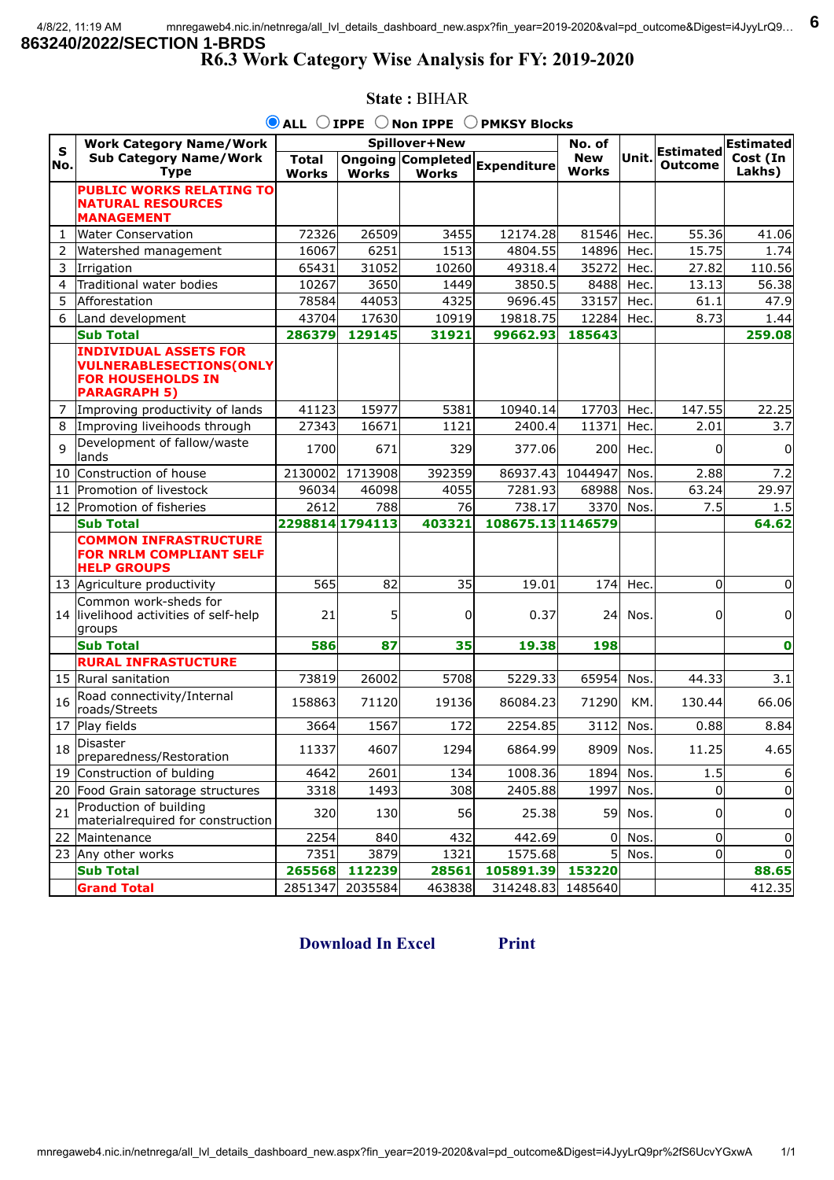**863240/2022/SECTION 1-BRDS**

# R6.3 Work Category Wise Analysis for FY: 2019-2020

**State :** BIHAR

◉ ALL ○ IPPE ○ Non IPPE ○ PMKSY Blocks

| S No. | Work Category Name/Work Sub Category Name/Work Type | Spillover+New | | | | No. of New Works | Unit. | Estimated Outcome | Estimated Cost (In Lakhs) |
|---|---|---|---|---|---|---|---|---|---|
| | | Total Works | Ongoing Works | Completed Works | Expenditure | | | | |
| | **PUBLIC WORKS RELATING TO NATURAL RESOURCES MANAGEMENT** | | | | | | | | |
| 1 | Water Conservation | 72326 | 26509 | 3455 | 12174.28 | 81546 | Hec. | 55.36 | 41.06 |
| 2 | Watershed management | 16067 | 6251 | 1513 | 4804.55 | 14896 | Hec. | 15.75 | 1.74 |
| 3 | Irrigation | 65431 | 31052 | 10260 | 49318.4 | 35272 | Hec. | 27.82 | 110.56 |
| 4 | Traditional water bodies | 10267 | 3650 | 1449 | 3850.5 | 8488 | Hec. | 13.13 | 56.38 |
| 5 | Afforestation | 78584 | 44053 | 4325 | 9696.45 | 33157 | Hec. | 61.1 | 47.9 |
| 6 | Land development | 43704 | 17630 | 10919 | 19818.75 | 12284 | Hec. | 8.73 | 1.44 |
| | **Sub Total** | **286379** | **129145** | **31921** | **99662.93** | **185643** | | | **259.08** |
| | **INDIVIDUAL ASSETS FOR VULNERABLESECTIONS(ONLY FOR HOUSEHOLDS IN PARAGRAPH 5)** | | | | | | | | |
| 7 | Improving productivity of lands | 41123 | 15977 | 5381 | 10940.14 | 17703 | Hec. | 147.55 | 22.25 |
| 8 | Improving liveihoods through | 27343 | 16671 | 1121 | 2400.4 | 11371 | Hec. | 2.01 | 3.7 |
| 9 | Development of fallow/waste lands | 1700 | 671 | 329 | 377.06 | 200 | Hec. | 0 | 0 |
| 10 | Construction of house | 2130002 | 1713908 | 392359 | 86937.43 | 1044947 | Nos. | 2.88 | 7.2 |
| 11 | Promotion of livestock | 96034 | 46098 | 4055 | 7281.93 | 68988 | Nos. | 63.24 | 29.97 |
| 12 | Promotion of fisheries | 2612 | 788 | 76 | 738.17 | 3370 | Nos. | 7.5 | 1.5 |
| | **Sub Total** | **2298814** | **1794113** | **403321** | **108675.13** | **1146579** | | | **64.62** |
| | **COMMON INFRASTRUCTURE FOR NRLM COMPLIANT SELF HELP GROUPS** | | | | | | | | |
| 13 | Agriculture productivity | 565 | 82 | 35 | 19.01 | 174 | Hec. | 0 | 0 |
| 14 | Common work-sheds for livelihood activities of self-help groups | 21 | 5 | 0 | 0.37 | 24 | Nos. | 0 | 0 |
| | **Sub Total** | **586** | **87** | **35** | **19.38** | **198** | | | **0** |
| | **RURAL INFRASTRUCTURE** | | | | | | | | |
| 15 | Rural sanitation | 73819 | 26002 | 5708 | 5229.33 | 65954 | Nos. | 44.33 | 3.1 |
| 16 | Road connectivity/Internal roads/Streets | 158863 | 71120 | 19136 | 86084.23 | 71290 | KM. | 130.44 | 66.06 |
| 17 | Play fields | 3664 | 1567 | 172 | 2254.85 | 3112 | Nos. | 0.88 | 8.84 |
| 18 | Disaster preparedness/Restoration | 11337 | 4607 | 1294 | 6864.99 | 8909 | Nos. | 11.25 | 4.65 |
| 19 | Construction of bulding | 4642 | 2601 | 134 | 1008.36 | 1894 | Nos. | 1.5 | 6 |
| 20 | Food Grain satorage structures | 3318 | 1493 | 308 | 2405.88 | 1997 | Nos. | 0 | 0 |
| 21 | Production of building materialrequired for construction | 320 | 130 | 56 | 25.38 | 59 | Nos. | 0 | 0 |
| 22 | Maintenance | 2254 | 840 | 432 | 442.69 | 0 | Nos. | 0 | 0 |
| 23 | Any other works | 7351 | 3879 | 1321 | 1575.68 | 5 | Nos. | 0 | 0 |
| | **Sub Total** | **265568** | **112239** | **28561** | **105891.39** | **153220** | | | **88.65** |
| | **Grand Total** | 2851347 | 2035584 | 463838 | 314248.83 | 1485640 | | | 412.35 |

**Download In Excel** **Print**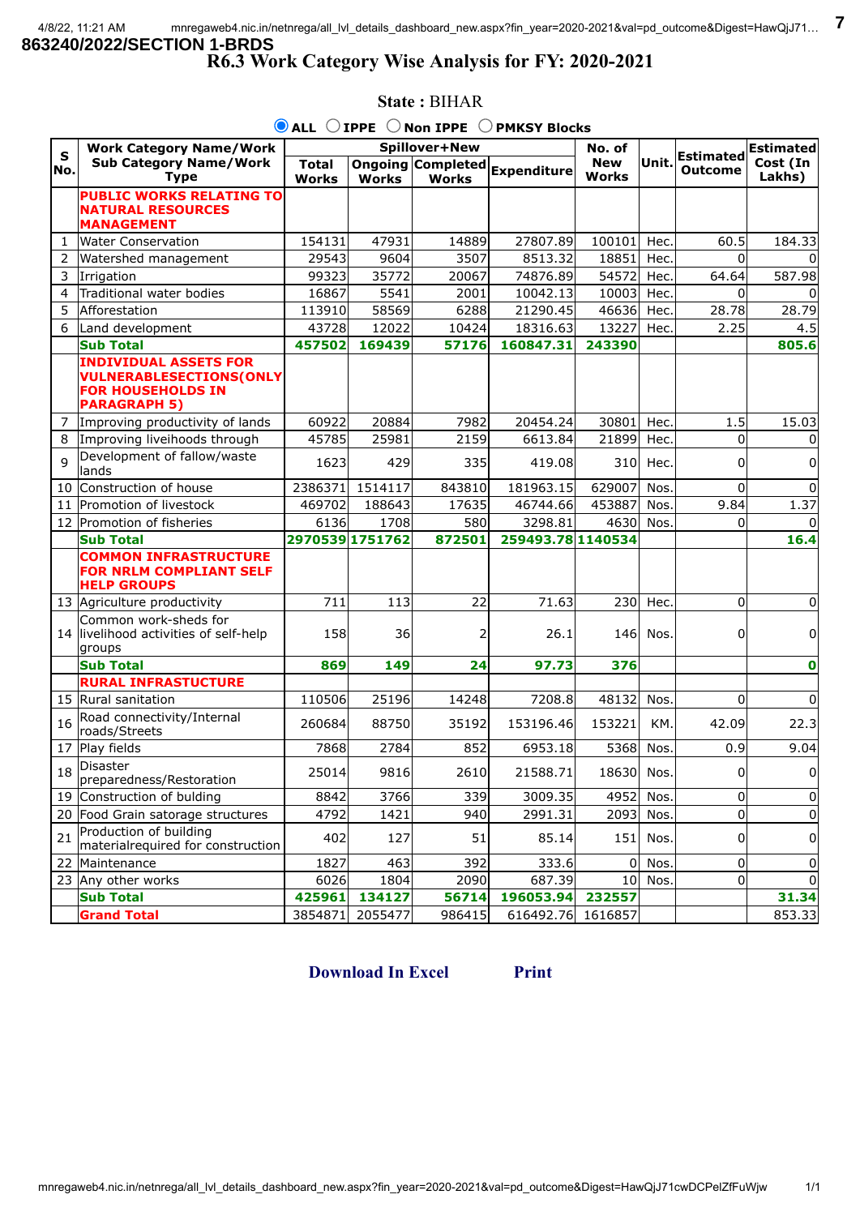863240/2022/SECTION 1-BRDS

# R6.3 Work Category Wise Analysis for FY: 2020-2021

**State :** BIHAR

◉ ALL ○ IPPE ○ Non IPPE ○ PMKSY Blocks

| S No. | Work Category Name/Work Sub Category Name/Work Type | Spillover+New | | | | No. of New Works | Unit. | Estimated Outcome | Estimated Cost (In Lakhs) |
|---|---|---|---|---|---|---|---|---|---|
| | | Total Works | Ongoing Works | Completed Works | Expenditure | | | | |
| | **PUBLIC WORKS RELATING TO NATURAL RESOURCES MANAGEMENT** | | | | | | | | |
| 1 | Water Conservation | 154131 | 47931 | 14889 | 27807.89 | 100101 | Hec. | 60.5 | 184.33 |
| 2 | Watershed management | 29543 | 9604 | 3507 | 8513.32 | 18851 | Hec. | 0 | 0 |
| 3 | Irrigation | 99323 | 35772 | 20067 | 74876.89 | 54572 | Hec. | 64.64 | 587.98 |
| 4 | Traditional water bodies | 16867 | 5541 | 2001 | 10042.13 | 10003 | Hec. | 0 | 0 |
| 5 | Afforestation | 113910 | 58569 | 6288 | 21290.45 | 46636 | Hec. | 28.78 | 28.79 |
| 6 | Land development | 43728 | 12022 | 10424 | 18316.63 | 13227 | Hec. | 2.25 | 4.5 |
| | **Sub Total** | **457502** | **169439** | **57176** | **160847.31** | **243390** | | | **805.6** |
| | **INDIVIDUAL ASSETS FOR VULNERABLESECTIONS(ONLY FOR HOUSEHOLDS IN PARAGRAPH 5)** | | | | | | | | |
| 7 | Improving productivity of lands | 60922 | 20884 | 7982 | 20454.24 | 30801 | Hec. | 1.5 | 15.03 |
| 8 | Improving liveihoods through | 45785 | 25981 | 2159 | 6613.84 | 21899 | Hec. | 0 | 0 |
| 9 | Development of fallow/waste lands | 1623 | 429 | 335 | 419.08 | 310 | Hec. | 0 | 0 |
| 10 | Construction of house | 2386371 | 1514117 | 843810 | 181963.15 | 629007 | Nos. | 0 | 0 |
| 11 | Promotion of livestock | 469702 | 188643 | 17635 | 46744.66 | 453887 | Nos. | 9.84 | 1.37 |
| 12 | Promotion of fisheries | 6136 | 1708 | 580 | 3298.81 | 4630 | Nos. | 0 | 0 |
| | **Sub Total** | **2970539** | **1751762** | **872501** | **259493.78** | **1140534** | | | **16.4** |
| | **COMMON INFRASTRUCTURE FOR NRLM COMPLIANT SELF HELP GROUPS** | | | | | | | | |
| 13 | Agriculture productivity | 711 | 113 | 22 | 71.63 | 230 | Hec. | 0 | 0 |
| 14 | Common work-sheds for livelihood activities of self-help groups | 158 | 36 | 2 | 26.1 | 146 | Nos. | 0 | 0 |
| | **Sub Total** | **869** | **149** | **24** | **97.73** | **376** | | | **0** |
| | **RURAL INFRASTRUCTURE** | | | | | | | | |
| 15 | Rural sanitation | 110506 | 25196 | 14248 | 7208.8 | 48132 | Nos. | 0 | 0 |
| 16 | Road connectivity/Internal roads/Streets | 260684 | 88750 | 35192 | 153196.46 | 153221 | KM. | 42.09 | 22.3 |
| 17 | Play fields | 7868 | 2784 | 852 | 6953.18 | 5368 | Nos. | 0.9 | 9.04 |
| 18 | Disaster preparedness/Restoration | 25014 | 9816 | 2610 | 21588.71 | 18630 | Nos. | 0 | 0 |
| 19 | Construction of bulding | 8842 | 3766 | 339 | 3009.35 | 4952 | Nos. | 0 | 0 |
| 20 | Food Grain satorage structures | 4792 | 1421 | 940 | 2991.31 | 2093 | Nos. | 0 | 0 |
| 21 | Production of building materialrequired for construction | 402 | 127 | 51 | 85.14 | 151 | Nos. | 0 | 0 |
| 22 | Maintenance | 1827 | 463 | 392 | 333.6 | 0 | Nos. | 0 | 0 |
| 23 | Any other works | 6026 | 1804 | 2090 | 687.39 | 10 | Nos. | 0 | 0 |
| | **Sub Total** | **425961** | **134127** | **56714** | **196053.94** | **232557** | | | **31.34** |
| | **Grand Total** | 3854871 | 2055477 | 986415 | 616492.76 | 1616857 | | | 853.33 |

**Download In Excel** **Print**